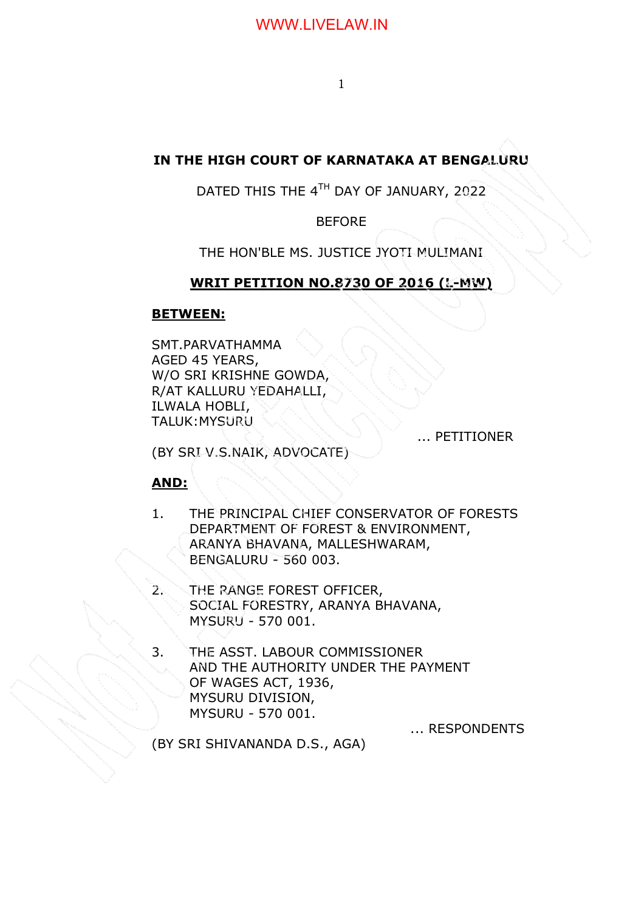**IN THE HIGH COURT OF KARNATAKA AT BENGALURU**

DATED THIS THE 4TH DAY OF JANUARY, 2022

BEFORE

THE HON'BLE MS. JUSTICE JYOTI MULIMANI

**WRIT PETITION NO.8730 OF 2016 (L-MW)**

**BETWEEN:**

SMT.PARVATHAMMA
AGED 45 YEARS,
W/O SRI KRISHNE GOWDA,
R/AT KALLURU YEDAHALLI,
ILWALA HOBLI,
TALUK:MYSURU

... PETITIONER

(BY SRI V.S.NAIK, ADVOCATE)

**AND:**

1. THE PRINCIPAL CHIEF CONSERVATOR OF FORESTS
   DEPARTMENT OF FOREST & ENVIRONMENT,
   ARANYA BHAVANA, MALLESHWARAM,
   BENGALURU - 560 003.

2. THE RANGE FOREST OFFICER,
   SOCIAL FORESTRY, ARANYA BHAVANA,
   MYSURU - 570 001.

3. THE ASST. LABOUR COMMISSIONER
   AND THE AUTHORITY UNDER THE PAYMENT
   OF WAGES ACT, 1936,
   MYSURU DIVISION,
   MYSURU - 570 001.

... RESPONDENTS

(BY SRI SHIVANANDA D.S., AGA)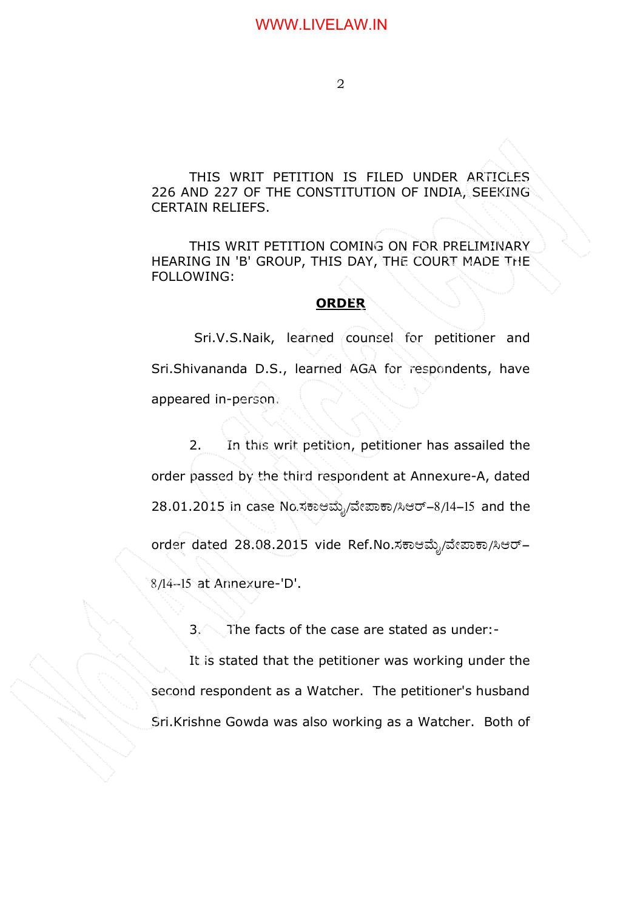THIS WRIT PETITION IS FILED UNDER ARTICLES 226 AND 227 OF THE CONSTITUTION OF INDIA, SEEKING CERTAIN RELIEFS.

THIS WRIT PETITION COMING ON FOR PRELIMINARY HEARING IN 'B' GROUP, THIS DAY, THE COURT MADE THE FOLLOWING:

**ORDER**

Sri.V.S.Naik, learned counsel for petitioner and Sri.Shivananda D.S., learned AGA for respondents, have appeared in-person.

2. In this writ petition, petitioner has assailed the order passed by the third respondent at Annexure-A, dated 28.01.2015 in case No.ಸಕಾಆಮ್ಮೆ/ವೇಪಾಕಾ/ಸಿಆರ್–8/14–15 and the order dated 28.08.2015 vide Ref.No.ಸಕಾಆಮ್ಮೆ/ವೇಪಾಕಾ/ಸಿಆರ್–8/14–15 at Annexure-'D'.

3. The facts of the case are stated as under:-

It is stated that the petitioner was working under the second respondent as a Watcher. The petitioner's husband Sri.Krishne Gowda was also working as a Watcher. Both of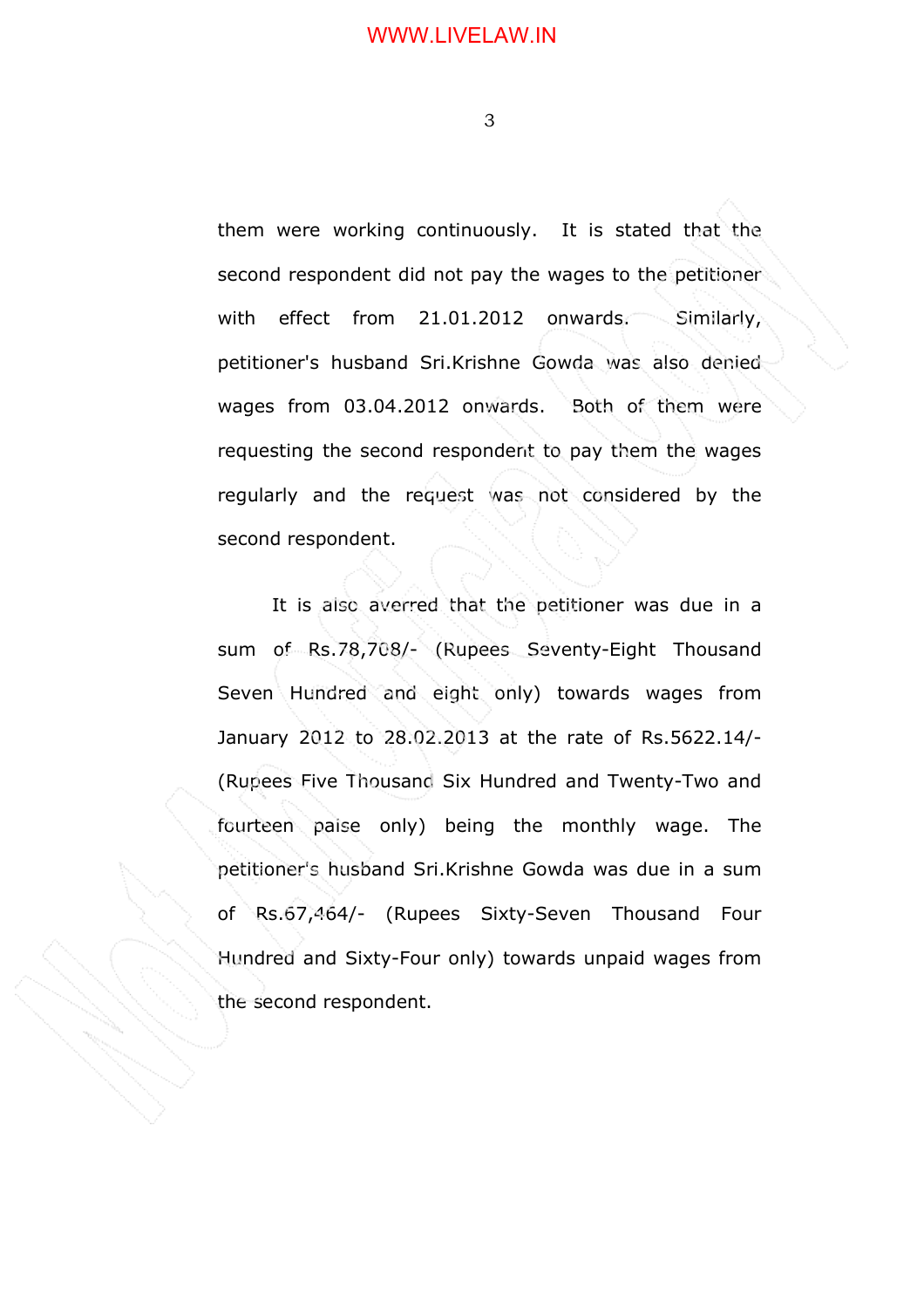them were working continuously. It is stated that the second respondent did not pay the wages to the petitioner with effect from 21.01.2012 onwards. Similarly, petitioner's husband Sri.Krishne Gowda was also denied wages from 03.04.2012 onwards. Both of them were requesting the second respondent to pay them the wages regularly and the request was not considered by the second respondent.

It is also averred that the petitioner was due in a sum of Rs.78,708/- (Rupees Seventy-Eight Thousand Seven Hundred and eight only) towards wages from January 2012 to 28.02.2013 at the rate of Rs.5622.14/- (Rupees Five Thousand Six Hundred and Twenty-Two and fourteen paise only) being the monthly wage. The petitioner's husband Sri.Krishne Gowda was due in a sum of Rs.67,464/- (Rupees Sixty-Seven Thousand Four Hundred and Sixty-Four only) towards unpaid wages from the second respondent.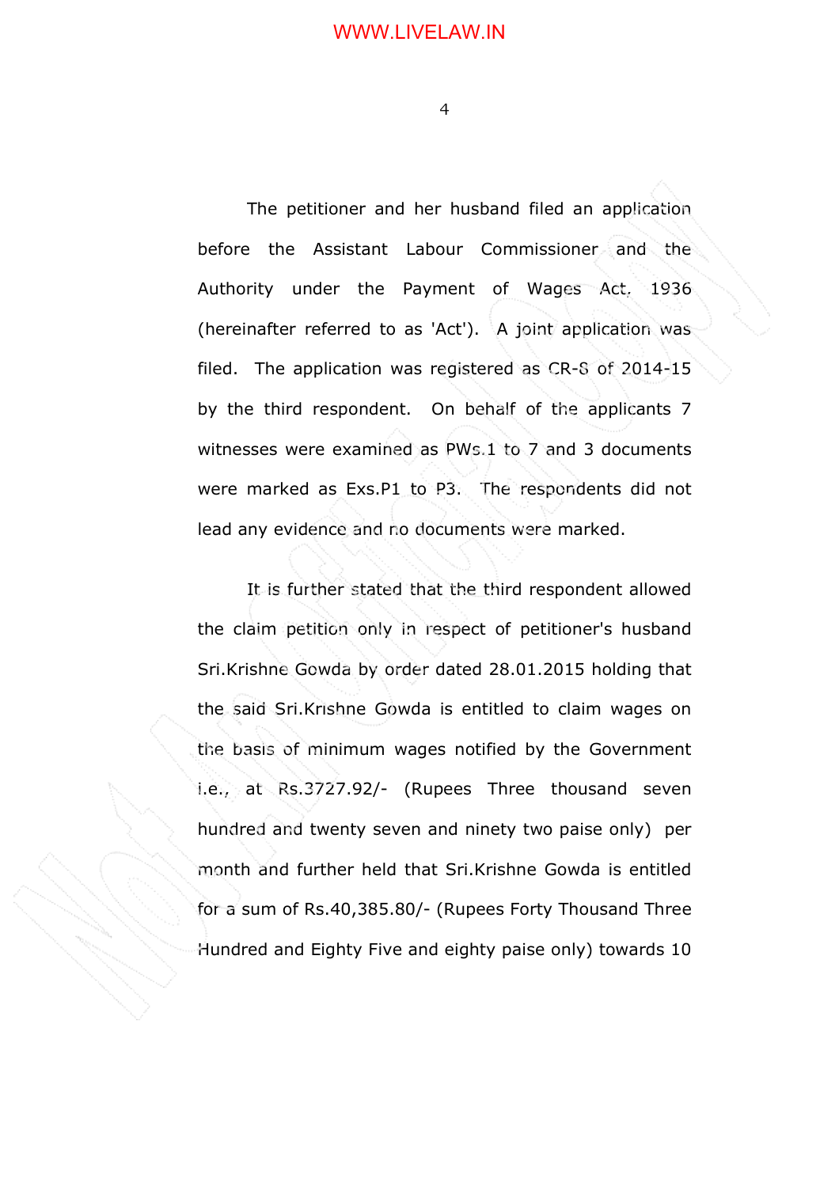The petitioner and her husband filed an application before the Assistant Labour Commissioner and the Authority under the Payment of Wages Act, 1936 (hereinafter referred to as 'Act'). A joint application was filed. The application was registered as CR-8 of 2014-15 by the third respondent. On behalf of the applicants 7 witnesses were examined as PWs.1 to 7 and 3 documents were marked as Exs.P1 to P3. The respondents did not lead any evidence and no documents were marked.

It is further stated that the third respondent allowed the claim petition only in respect of petitioner's husband Sri.Krishne Gowda by order dated 28.01.2015 holding that the said Sri.Krishne Gowda is entitled to claim wages on the basis of minimum wages notified by the Government i.e., at Rs.3727.92/- (Rupees Three thousand seven hundred and twenty seven and ninety two paise only) per month and further held that Sri.Krishne Gowda is entitled for a sum of Rs.40,385.80/- (Rupees Forty Thousand Three Hundred and Eighty Five and eighty paise only) towards 10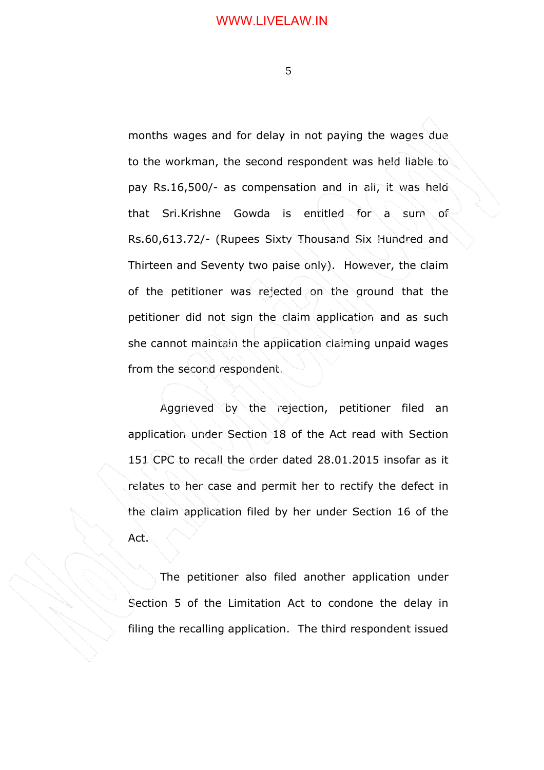months wages and for delay in not paying the wages due to the workman, the second respondent was held liable to pay Rs.16,500/- as compensation and in all, it was held that Sri.Krishne Gowda is entitled for a sum of Rs.60,613.72/- (Rupees Sixty Thousand Six Hundred and Thirteen and Seventy two paise only). However, the claim of the petitioner was rejected on the ground that the petitioner did not sign the claim application and as such she cannot maintain the application claiming unpaid wages from the second respondent.

Aggrieved by the rejection, petitioner filed an application under Section 18 of the Act read with Section 151 CPC to recall the order dated 28.01.2015 insofar as it relates to her case and permit her to rectify the defect in the claim application filed by her under Section 16 of the Act.

The petitioner also filed another application under Section 5 of the Limitation Act to condone the delay in filing the recalling application. The third respondent issued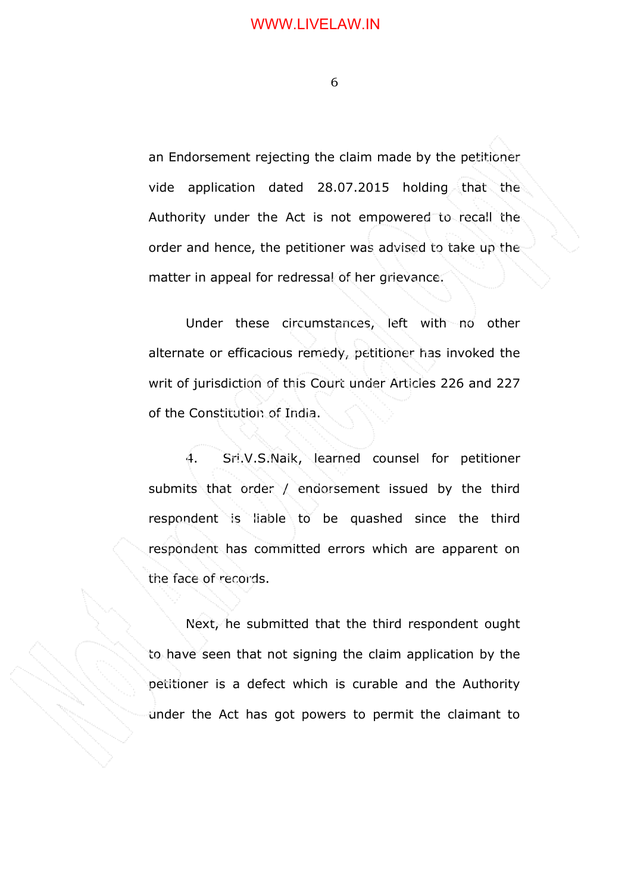an Endorsement rejecting the claim made by the petitioner vide application dated 28.07.2015 holding that the Authority under the Act is not empowered to recall the order and hence, the petitioner was advised to take up the matter in appeal for redressal of her grievance.

Under these circumstances, left with no other alternate or efficacious remedy, petitioner has invoked the writ of jurisdiction of this Court under Articles 226 and 227 of the Constitution of India.

4. Sri.V.S.Naik, learned counsel for petitioner submits that order / endorsement issued by the third respondent is liable to be quashed since the third respondent has committed errors which are apparent on the face of records.

Next, he submitted that the third respondent ought to have seen that not signing the claim application by the petitioner is a defect which is curable and the Authority under the Act has got powers to permit the claimant to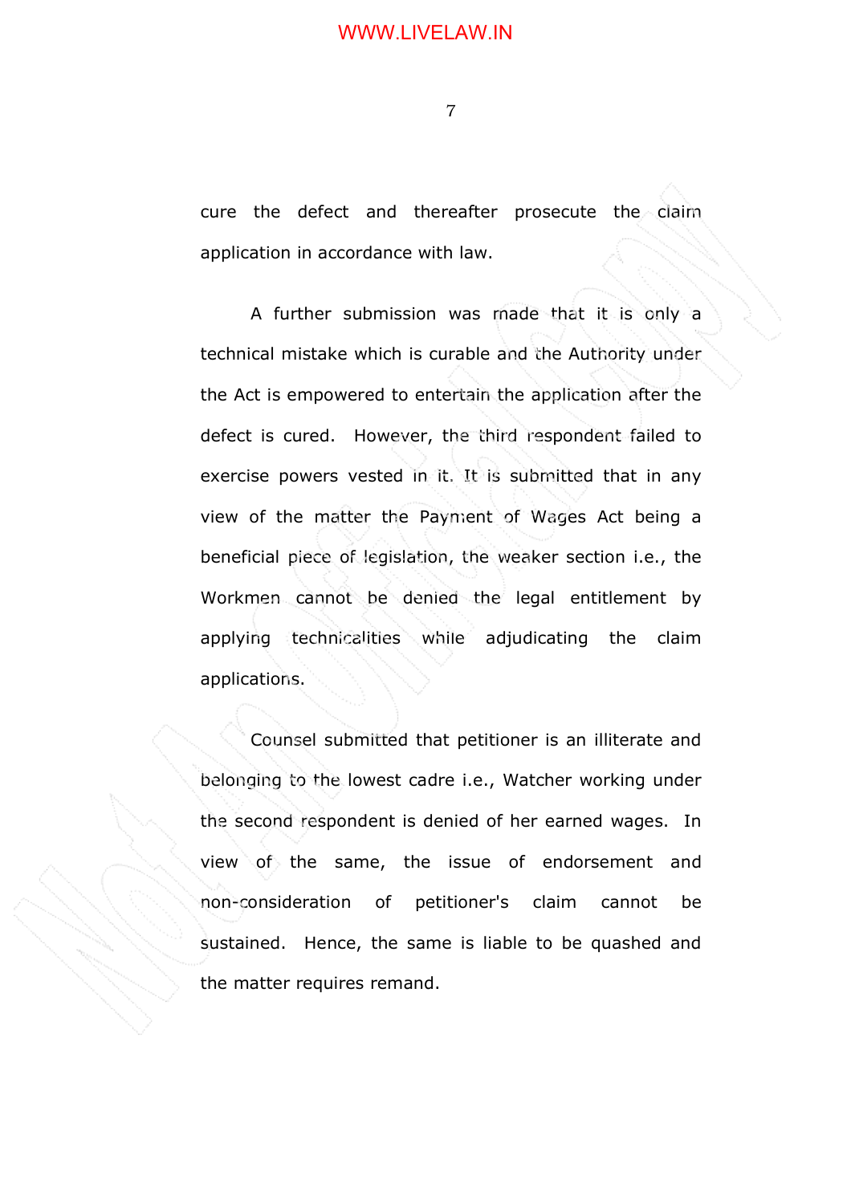cure the defect and thereafter prosecute the claim application in accordance with law.

A further submission was made that it is only a technical mistake which is curable and the Authority under the Act is empowered to entertain the application after the defect is cured. However, the third respondent failed to exercise powers vested in it. It is submitted that in any view of the matter the Payment of Wages Act being a beneficial piece of legislation, the weaker section i.e., the Workmen cannot be denied the legal entitlement by applying technicalities while adjudicating the claim applications.

Counsel submitted that petitioner is an illiterate and belonging to the lowest cadre i.e., Watcher working under the second respondent is denied of her earned wages. In view of the same, the issue of endorsement and non-consideration of petitioner's claim cannot be sustained. Hence, the same is liable to be quashed and the matter requires remand.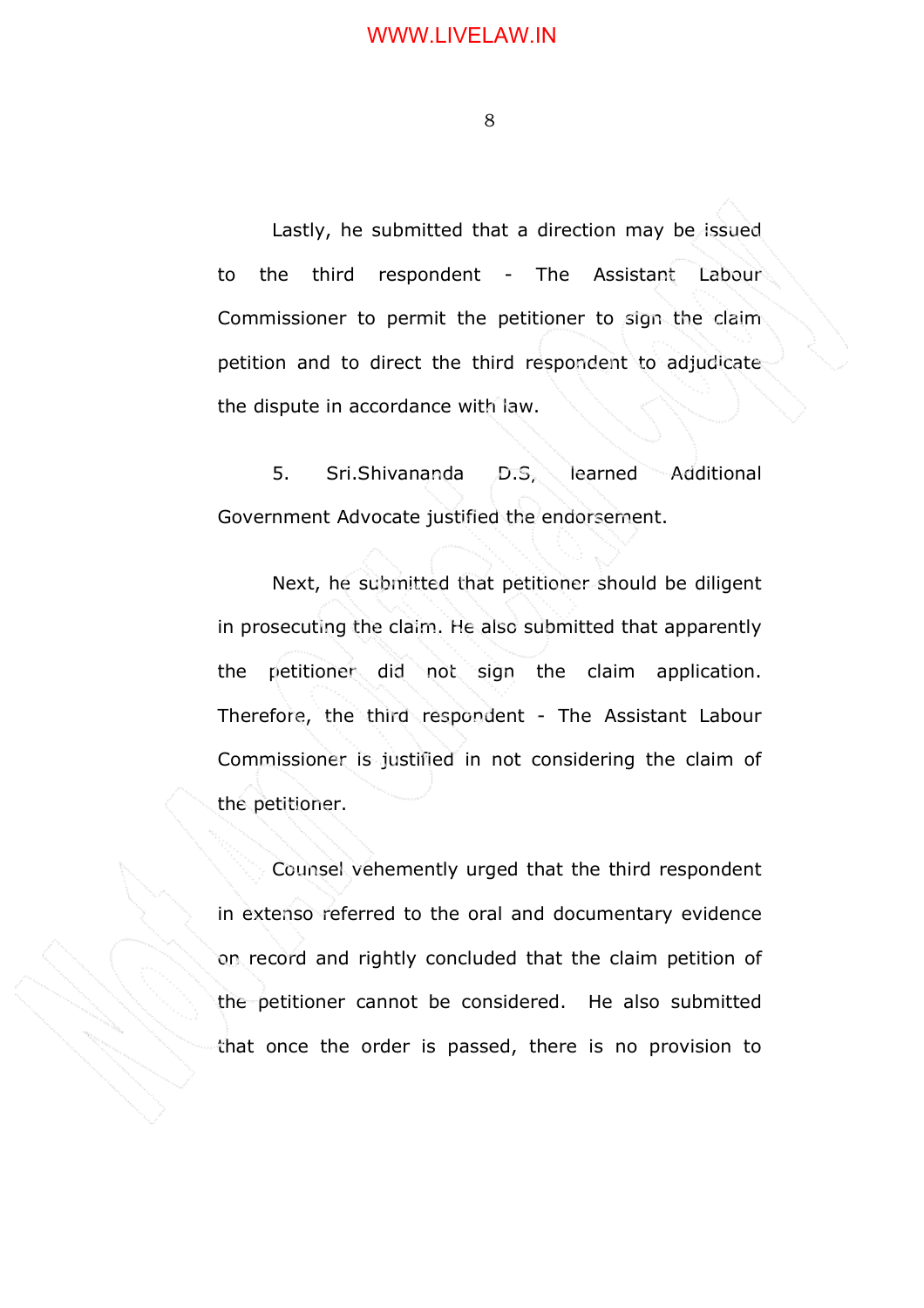Lastly, he submitted that a direction may be issued to the third respondent - The Assistant Labour Commissioner to permit the petitioner to sign the claim petition and to direct the third respondent to adjudicate the dispute in accordance with law.

5. Sri.Shivananda D.S, learned Additional Government Advocate justified the endorsement.

Next, he submitted that petitioner should be diligent in prosecuting the claim. He also submitted that apparently the petitioner did not sign the claim application. Therefore, the third respondent - The Assistant Labour Commissioner is justified in not considering the claim of the petitioner.

Counsel vehemently urged that the third respondent in extenso referred to the oral and documentary evidence on record and rightly concluded that the claim petition of the petitioner cannot be considered. He also submitted that once the order is passed, there is no provision to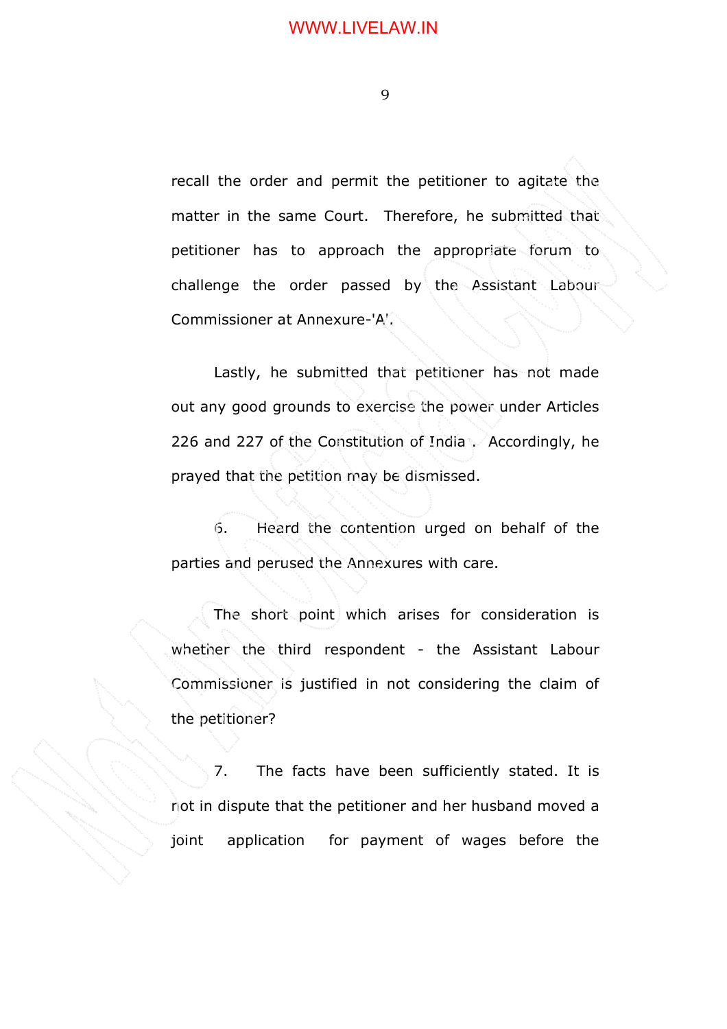recall the order and permit the petitioner to agitate the matter in the same Court. Therefore, he submitted that petitioner has to approach the appropriate forum to challenge the order passed by the Assistant Labour Commissioner at Annexure-'A'.

Lastly, he submitted that petitioner has not made out any good grounds to exercise the power under Articles 226 and 227 of the Constitution of India . Accordingly, he prayed that the petition may be dismissed.

6. Heard the contention urged on behalf of the parties and perused the Annexures with care.

The short point which arises for consideration is whether the third respondent - the Assistant Labour Commissioner is justified in not considering the claim of the petitioner?

7. The facts have been sufficiently stated. It is not in dispute that the petitioner and her husband moved a joint application for payment of wages before the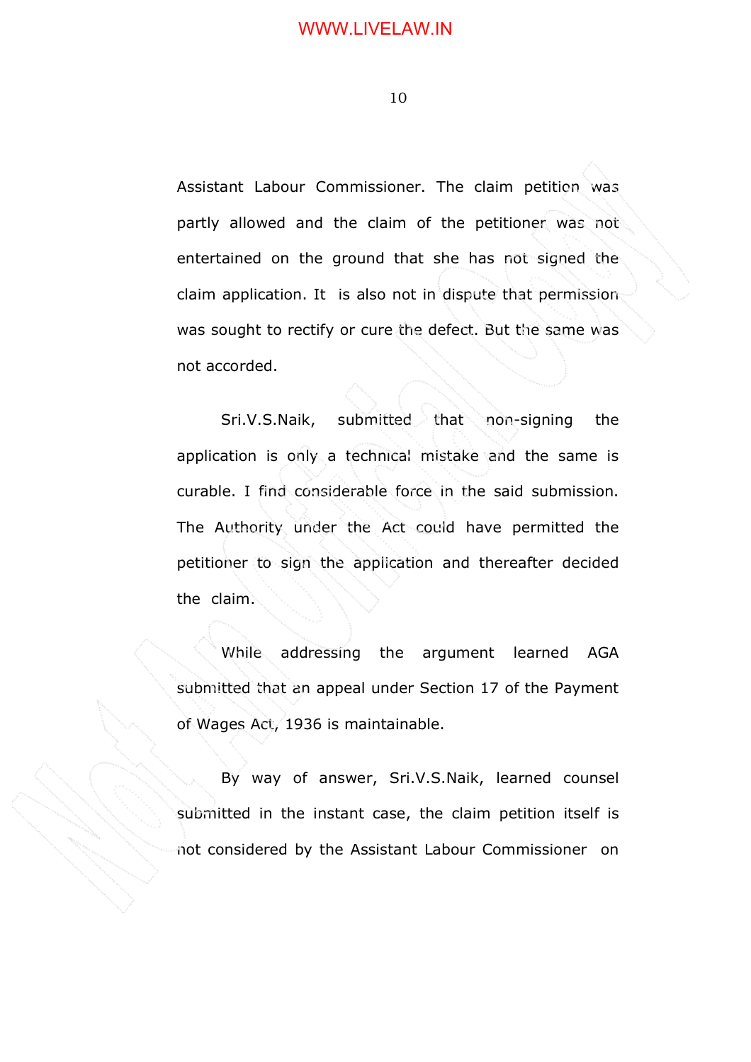Assistant Labour Commissioner. The claim petition was partly allowed and the claim of the petitioner was not entertained on the ground that she has not signed the claim application. It is also not in dispute that permission was sought to rectify or cure the defect. But the same was not accorded.

Sri.V.S.Naik, submitted that non-signing the application is only a technical mistake and the same is curable. I find considerable force in the said submission. The Authority under the Act could have permitted the petitioner to sign the application and thereafter decided the claim.

While addressing the argument learned AGA submitted that an appeal under Section 17 of the Payment of Wages Act, 1936 is maintainable.

By way of answer, Sri.V.S.Naik, learned counsel submitted in the instant case, the claim petition itself is not considered by the Assistant Labour Commissioner on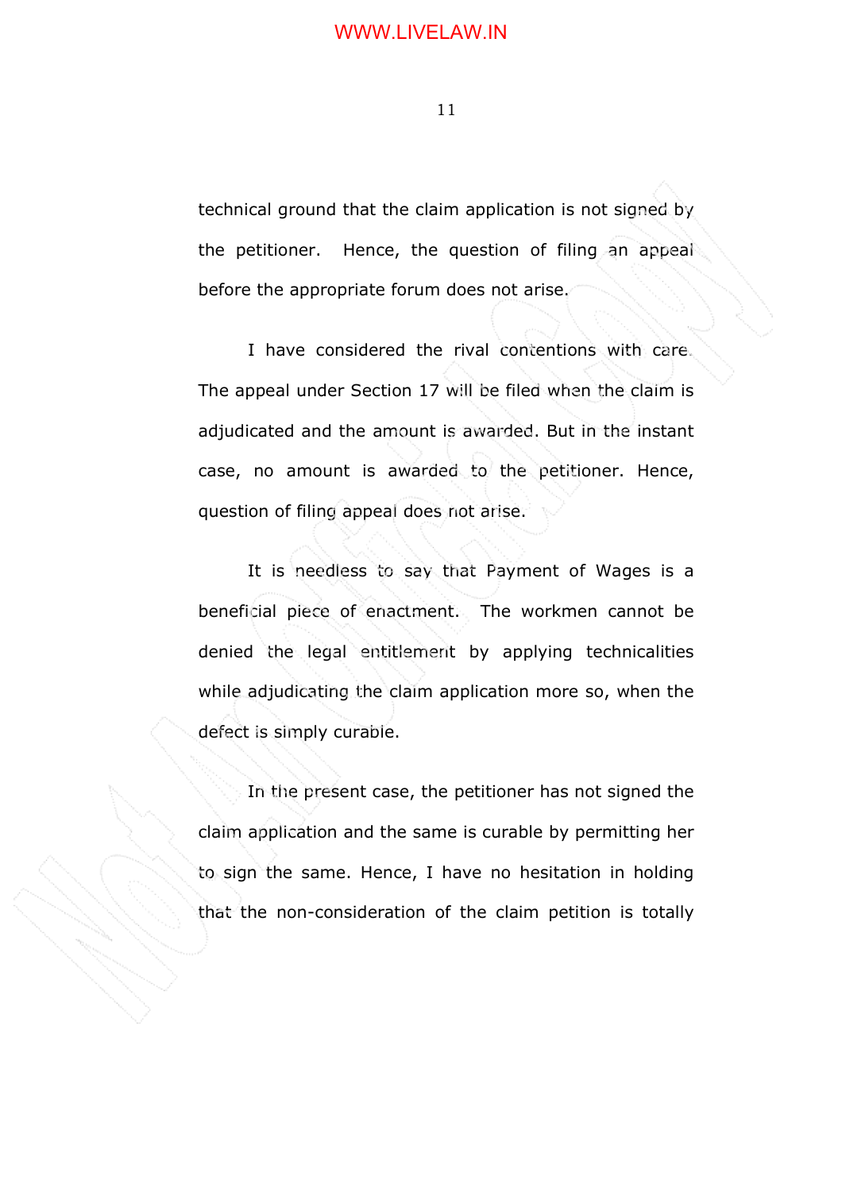technical ground that the claim application is not signed by the petitioner. Hence, the question of filing an appeal before the appropriate forum does not arise.

I have considered the rival contentions with care. The appeal under Section 17 will be filed when the claim is adjudicated and the amount is awarded. But in the instant case, no amount is awarded to the petitioner. Hence, question of filing appeal does not arise.

It is needless to say that Payment of Wages is a beneficial piece of enactment. The workmen cannot be denied the legal entitlement by applying technicalities while adjudicating the claim application more so, when the defect is simply curable.

In the present case, the petitioner has not signed the claim application and the same is curable by permitting her to sign the same. Hence, I have no hesitation in holding that the non-consideration of the claim petition is totally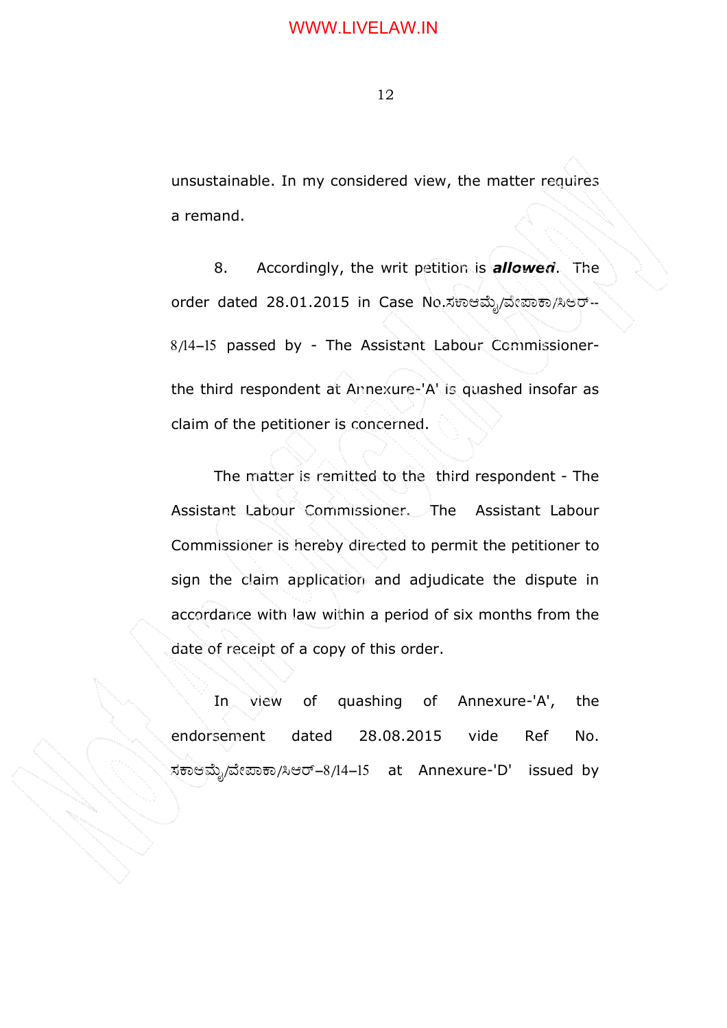unsustainable. In my considered view, the matter requires a remand.

8. Accordingly, the writ petition is ***allowed***. The order dated 28.01.2015 in Case No.ಸಕಾಆಮ್ಮೆ/ವೇಪಾಕಾ/ಸಿಆರ್--8/14–15 passed by - The Assistant Labour Commissioner- the third respondent at Annexure-'A' is quashed insofar as claim of the petitioner is concerned.

The matter is remitted to the third respondent - The Assistant Labour Commissioner. The Assistant Labour Commissioner is hereby directed to permit the petitioner to sign the claim application and adjudicate the dispute in accordance with law within a period of six months from the date of receipt of a copy of this order.

In view of quashing of Annexure-'A', the endorsement dated 28.08.2015 vide Ref No. ಸಕಾಆಮ್ಮೆ/ವೇಪಾಕಾ/ಸಿಆರ್–8/14–15 at Annexure-'D' issued by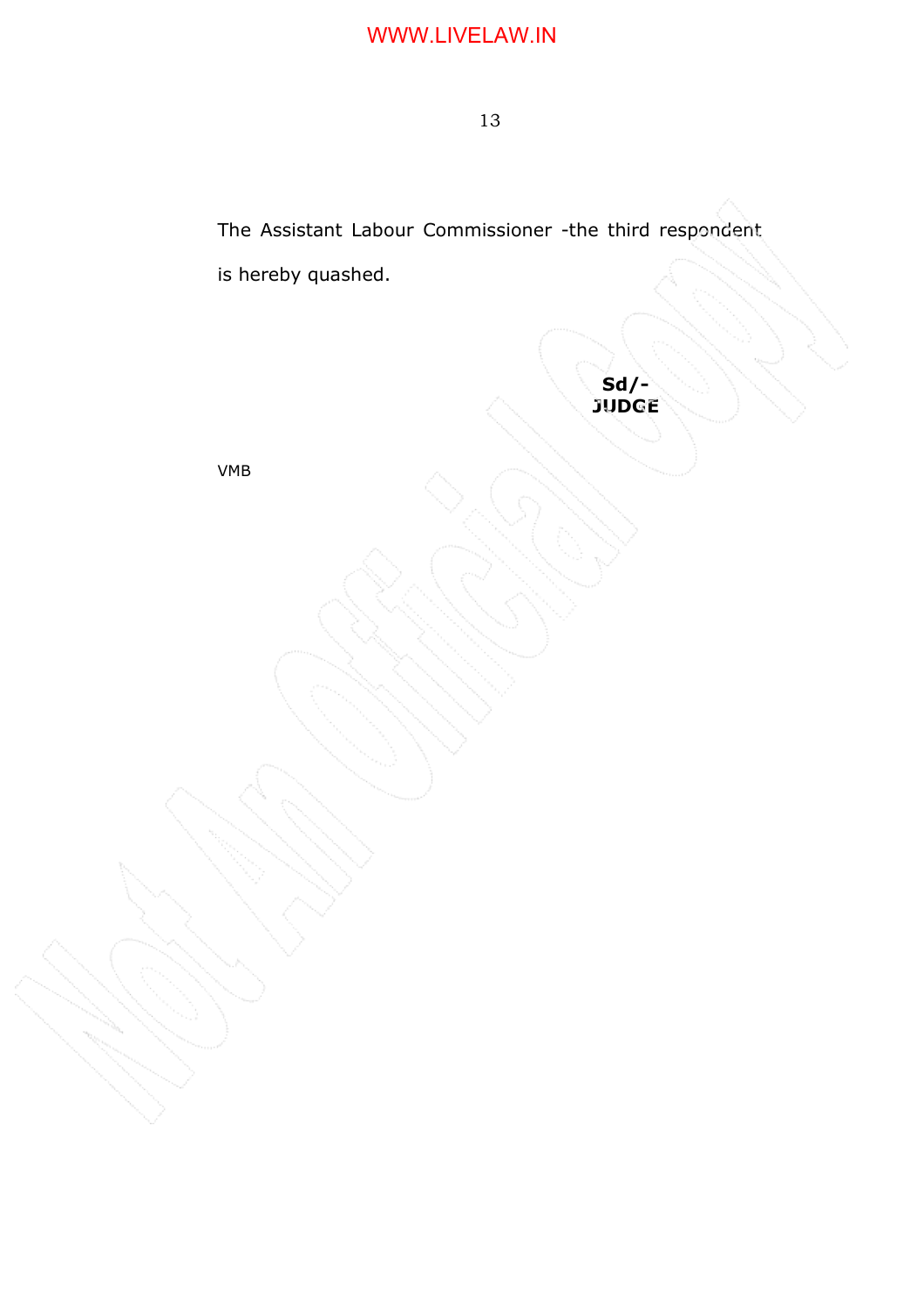The Assistant Labour Commissioner -the third respondent is hereby quashed.

**Sd/-**
**JUDGE**

VMB